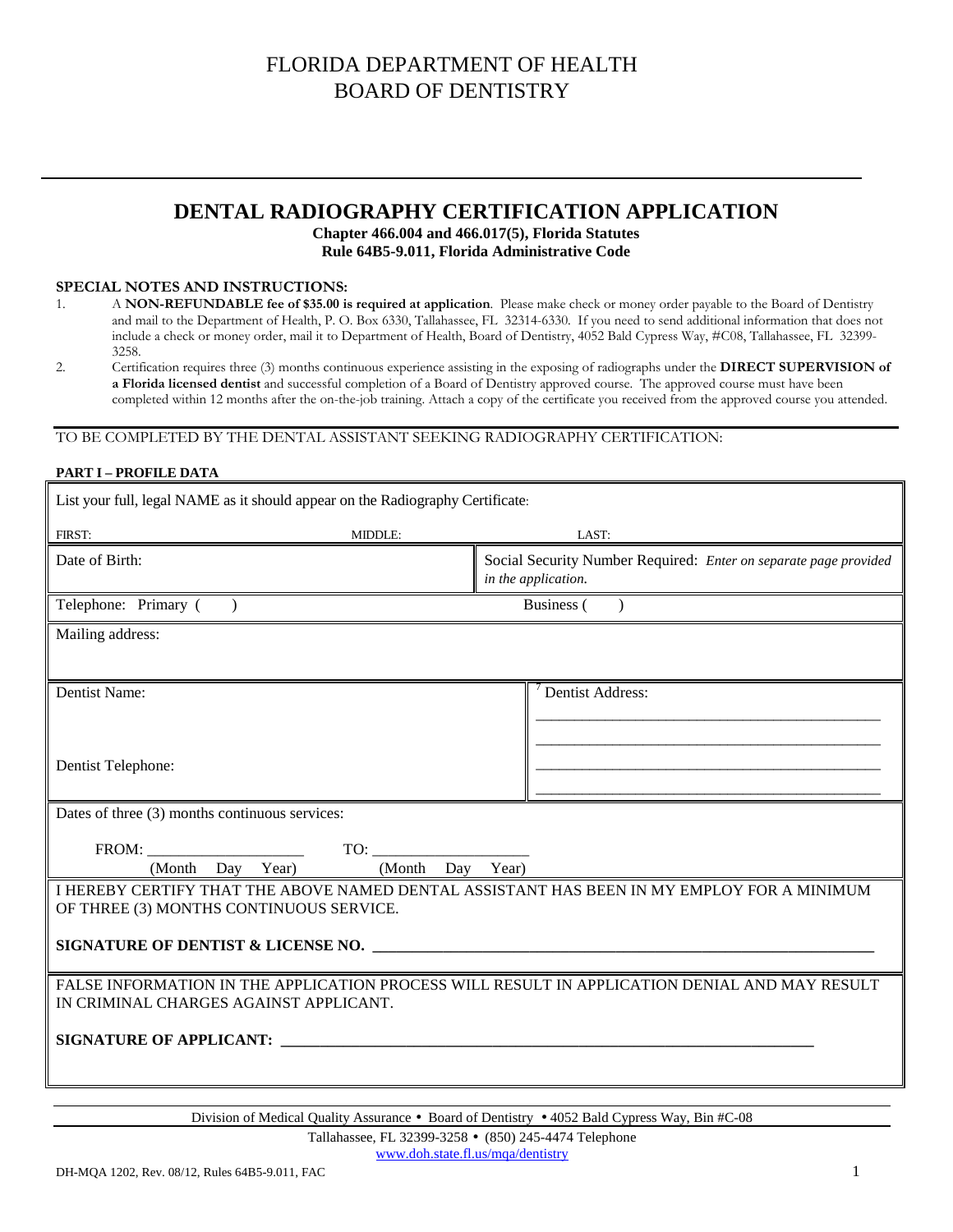# FLORIDA DEPARTMENT OF HEALTH
# BOARD OF DENTISTRY

## DENTAL RADIOGRAPHY CERTIFICATION APPLICATION

**Chapter 466.004 and 466.017(5), Florida Statutes**
**Rule 64B5-9.011, Florida Administrative Code**

**SPECIAL NOTES AND INSTRUCTIONS:**

1. A **NON-REFUNDABLE fee of $35.00 is required at application**. Please make check or money order payable to the Board of Dentistry and mail to the Department of Health, P. O. Box 6330, Tallahassee, FL 32314-6330. If you need to send additional information that does not include a check or money order, mail it to Department of Health, Board of Dentistry, 4052 Bald Cypress Way, #C08, Tallahassee, FL 32399-3258.
2. Certification requires three (3) months continuous experience assisting in the exposing of radiographs under the **DIRECT SUPERVISION of a Florida licensed dentist** and successful completion of a Board of Dentistry approved course. The approved course must have been completed within 12 months after the on-the-job training. Attach a copy of the certificate you received from the approved course you attended.

TO BE COMPLETED BY THE DENTAL ASSISTANT SEEKING RADIOGRAPHY CERTIFICATION:

**PART I – PROFILE DATA**

List your full, legal NAME as it should appear on the Radiography Certificate:

FIRST: MIDDLE: LAST:

| Date of Birth: | Social Security Number Required: *Enter on separate page provided in the application.* |
|---|---|

Telephone: Primary ( ) Business ( )

Mailing address:

| Dentist Name: | Dentist Address: |
|---|---|
| Dentist Telephone: | ______________________________________________ |

Dates of three (3) months continuous services:

FROM: ___________________ TO: ___________________
(Month Day Year) (Month Day Year)

I HEREBY CERTIFY THAT THE ABOVE NAMED DENTAL ASSISTANT HAS BEEN IN MY EMPLOY FOR A MINIMUM OF THREE (3) MONTHS CONTINUOUS SERVICE.

**SIGNATURE OF DENTIST & LICENSE NO.** ______________________________________________________________

FALSE INFORMATION IN THE APPLICATION PROCESS WILL RESULT IN APPLICATION DENIAL AND MAY RESULT IN CRIMINAL CHARGES AGAINST APPLICANT.

**SIGNATURE OF APPLICANT:** ______________________________________________________________

Division of Medical Quality Assurance • Board of Dentistry • 4052 Bald Cypress Way, Bin #C-08
Tallahassee, FL 32399-3258 • (850) 245-4474 Telephone
www.doh.state.fl.us/mqa/dentistry

DH-MQA 1202, Rev. 08/12, Rules 64B5-9.011, FAC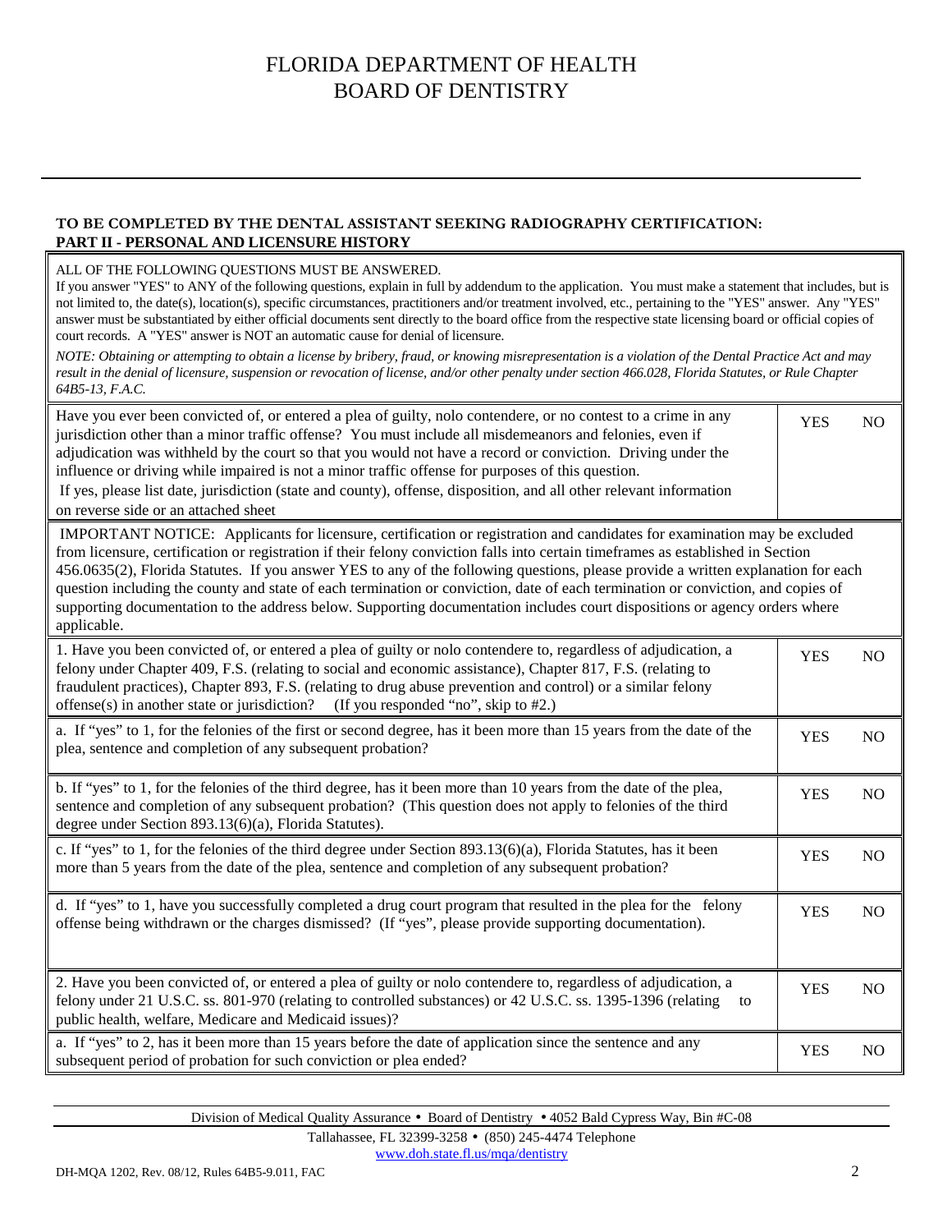# FLORIDA DEPARTMENT OF HEALTH
# BOARD OF DENTISTRY

**TO BE COMPLETED BY THE DENTAL ASSISTANT SEEKING RADIOGRAPHY CERTIFICATION:**
**PART II - PERSONAL AND LICENSURE HISTORY**

ALL OF THE FOLLOWING QUESTIONS MUST BE ANSWERED.
If you answer "YES" to ANY of the following questions, explain in full by addendum to the application. You must make a statement that includes, but is not limited to, the date(s), location(s), specific circumstances, practitioners and/or treatment involved, etc., pertaining to the "YES" answer. Any "YES" answer must be substantiated by either official documents sent directly to the board office from the respective state licensing board or official copies of court records. A "YES" answer is NOT an automatic cause for denial of licensure.

*NOTE: Obtaining or attempting to obtain a license by bribery, fraud, or knowing misrepresentation is a violation of the Dental Practice Act and may result in the denial of licensure, suspension or revocation of license, and/or other penalty under section 466.028, Florida Statutes, or Rule Chapter 64B5-13, F.A.C.*

| Question | | |
|---|---|---|
| Have you ever been convicted of, or entered a plea of guilty, nolo contendere, or no contest to a crime in any jurisdiction other than a minor traffic offense? You must include all misdemeanors and felonies, even if adjudication was withheld by the court so that you would not have a record or conviction. Driving under the influence or driving while impaired is not a minor traffic offense for purposes of this question. If yes, please list date, jurisdiction (state and county), offense, disposition, and all other relevant information on reverse side or an attached sheet | YES | NO |

IMPORTANT NOTICE: Applicants for licensure, certification or registration and candidates for examination may be excluded from licensure, certification or registration if their felony conviction falls into certain timeframes as established in Section 456.0635(2), Florida Statutes. If you answer YES to any of the following questions, please provide a written explanation for each question including the county and state of each termination or conviction, date of each termination or conviction, and copies of supporting documentation to the address below. Supporting documentation includes court dispositions or agency orders where applicable.

| Question | | |
|---|---|---|
| 1. Have you been convicted of, or entered a plea of guilty or nolo contendere to, regardless of adjudication, a felony under Chapter 409, F.S. (relating to social and economic assistance), Chapter 817, F.S. (relating to fraudulent practices), Chapter 893, F.S. (relating to drug abuse prevention and control) or a similar felony offense(s) in another state or jurisdiction? (If you responded "no", skip to #2.) | YES | NO |
| a. If "yes" to 1, for the felonies of the first or second degree, has it been more than 15 years from the date of the plea, sentence and completion of any subsequent probation? | YES | NO |
| b. If "yes" to 1, for the felonies of the third degree, has it been more than 10 years from the date of the plea, sentence and completion of any subsequent probation? (This question does not apply to felonies of the third degree under Section 893.13(6)(a), Florida Statutes). | YES | NO |
| c. If "yes" to 1, for the felonies of the third degree under Section 893.13(6)(a), Florida Statutes, has it been more than 5 years from the date of the plea, sentence and completion of any subsequent probation? | YES | NO |
| d. If "yes" to 1, have you successfully completed a drug court program that resulted in the plea for the felony offense being withdrawn or the charges dismissed? (If "yes", please provide supporting documentation). | YES | NO |
| 2. Have you been convicted of, or entered a plea of guilty or nolo contendere to, regardless of adjudication, a felony under 21 U.S.C. ss. 801-970 (relating to controlled substances) or 42 U.S.C. ss. 1395-1396 (relating to public health, welfare, Medicare and Medicaid issues)? | YES | NO |
| a. If "yes" to 2, has it been more than 15 years before the date of application since the sentence and any subsequent period of probation for such conviction or plea ended? | YES | NO |

Division of Medical Quality Assurance • Board of Dentistry • 4052 Bald Cypress Way, Bin #C-08
Tallahassee, FL 32399-3258 • (850) 245-4474 Telephone
www.doh.state.fl.us/mqa/dentistry

DH-MQA 1202, Rev. 08/12, Rules 64B5-9.011, FAC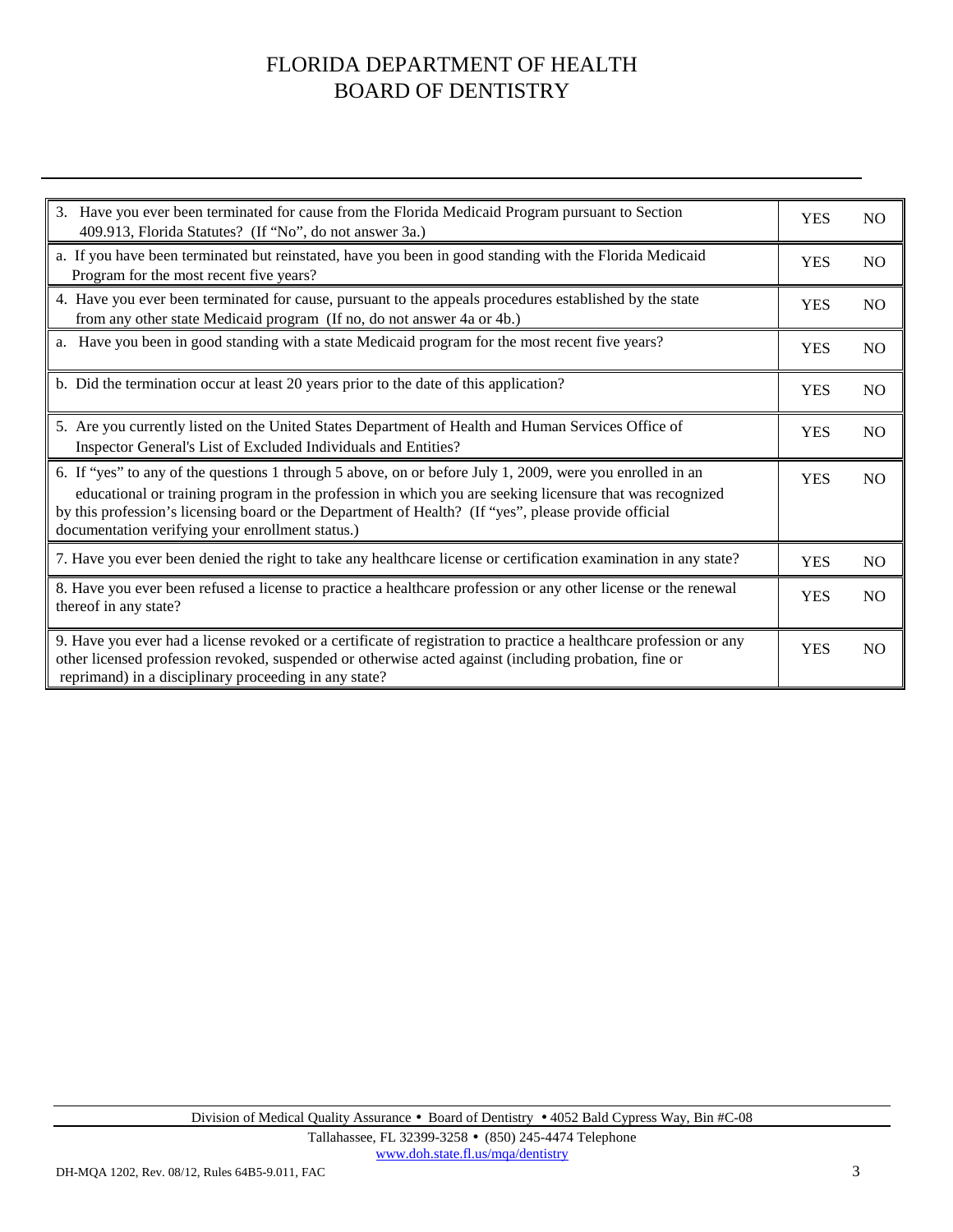# FLORIDA DEPARTMENT OF HEALTH
# BOARD OF DENTISTRY

| Question | YES | NO |
|---|---|---|
| 3. Have you ever been terminated for cause from the Florida Medicaid Program pursuant to Section 409.913, Florida Statutes? (If "No", do not answer 3a.) | YES | NO |
| a. If you have been terminated but reinstated, have you been in good standing with the Florida Medicaid Program for the most recent five years? | YES | NO |
| 4. Have you ever been terminated for cause, pursuant to the appeals procedures established by the state from any other state Medicaid program (If no, do not answer 4a or 4b.) | YES | NO |
| a. Have you been in good standing with a state Medicaid program for the most recent five years? | YES | NO |
| b. Did the termination occur at least 20 years prior to the date of this application? | YES | NO |
| 5. Are you currently listed on the United States Department of Health and Human Services Office of Inspector General's List of Excluded Individuals and Entities? | YES | NO |
| 6. If "yes" to any of the questions 1 through 5 above, on or before July 1, 2009, were you enrolled in an educational or training program in the profession in which you are seeking licensure that was recognized by this profession's licensing board or the Department of Health? (If "yes", please provide official documentation verifying your enrollment status.) | YES | NO |
| 7. Have you ever been denied the right to take any healthcare license or certification examination in any state? | YES | NO |
| 8. Have you ever been refused a license to practice a healthcare profession or any other license or the renewal thereof in any state? | YES | NO |
| 9. Have you ever had a license revoked or a certificate of registration to practice a healthcare profession or any other licensed profession revoked, suspended or otherwise acted against (including probation, fine or reprimand) in a disciplinary proceeding in any state? | YES | NO |

Division of Medical Quality Assurance • Board of Dentistry • 4052 Bald Cypress Way, Bin #C-08
Tallahassee, FL 32399-3258 • (850) 245-4474 Telephone
www.doh.state.fl.us/mqa/dentistry

DH-MQA 1202, Rev. 08/12, Rules 64B5-9.011, FAC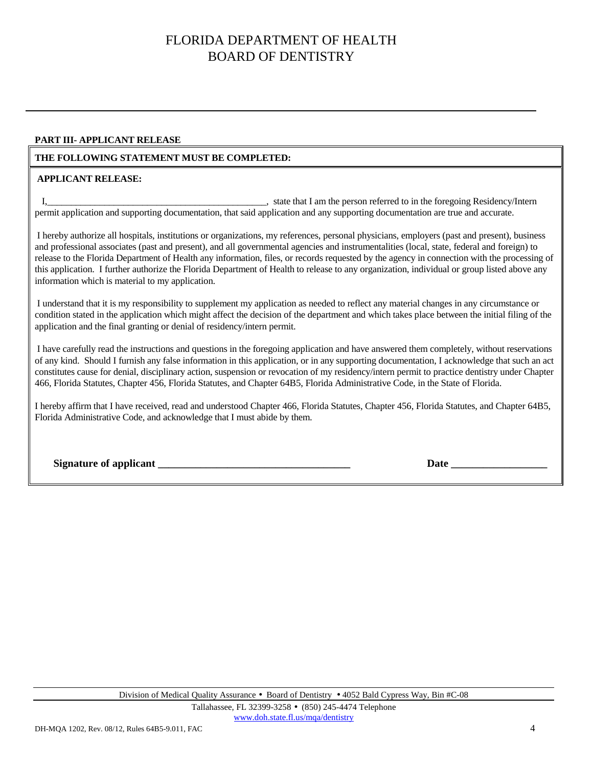# FLORIDA DEPARTMENT OF HEALTH
# BOARD OF DENTISTRY

---

**PART III- APPLICANT RELEASE**

**THE FOLLOWING STATEMENT MUST BE COMPLETED:**

**APPLICANT RELEASE:**

I,_______________________________________________, state that I am the person referred to in the foregoing Residency/Intern permit application and supporting documentation, that said application and any supporting documentation are true and accurate.

I hereby authorize all hospitals, institutions or organizations, my references, personal physicians, employers (past and present), business and professional associates (past and present), and all governmental agencies and instrumentalities (local, state, federal and foreign) to release to the Florida Department of Health any information, files, or records requested by the agency in connection with the processing of this application. I further authorize the Florida Department of Health to release to any organization, individual or group listed above any information which is material to my application.

I understand that it is my responsibility to supplement my application as needed to reflect any material changes in any circumstance or condition stated in the application which might affect the decision of the department and which takes place between the initial filing of the application and the final granting or denial of residency/intern permit.

I have carefully read the instructions and questions in the foregoing application and have answered them completely, without reservations of any kind. Should I furnish any false information in this application, or in any supporting documentation, I acknowledge that such an act constitutes cause for denial, disciplinary action, suspension or revocation of my residency/intern permit to practice dentistry under Chapter 466, Florida Statutes, Chapter 456, Florida Statutes, and Chapter 64B5, Florida Administrative Code, in the State of Florida.

I hereby affirm that I have received, read and understood Chapter 466, Florida Statutes, Chapter 456, Florida Statutes, and Chapter 64B5, Florida Administrative Code, and acknowledge that I must abide by them.

**Signature of applicant ____________________________________** **Date __________________**

---

Division of Medical Quality Assurance • Board of Dentistry • 4052 Bald Cypress Way, Bin #C-08

Tallahassee, FL 32399-3258 • (850) 245-4474 Telephone

www.doh.state.fl.us/mqa/dentistry

DH-MQA 1202, Rev. 08/12, Rules 64B5-9.011, FAC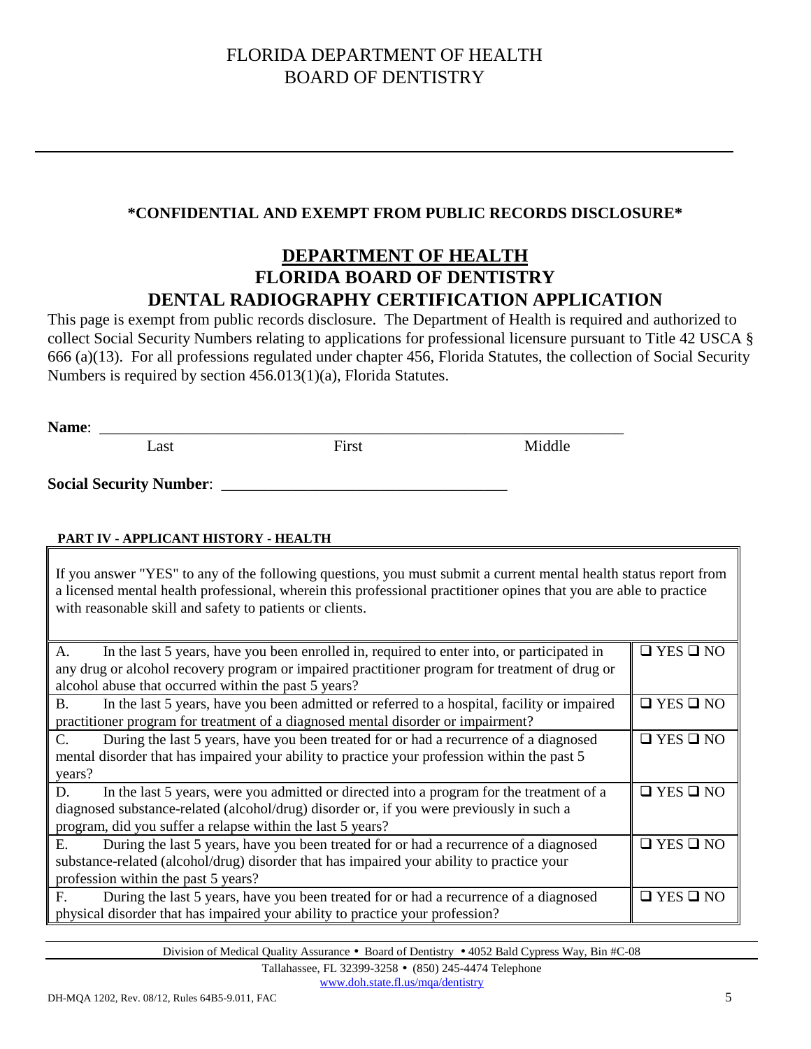FLORIDA DEPARTMENT OF HEALTH
BOARD OF DENTISTRY

---

**\*CONFIDENTIAL AND EXEMPT FROM PUBLIC RECORDS DISCLOSURE\***

# DEPARTMENT OF HEALTH
# FLORIDA BOARD OF DENTISTRY
# DENTAL RADIOGRAPHY CERTIFICATION APPLICATION

This page is exempt from public records disclosure. The Department of Health is required and authorized to collect Social Security Numbers relating to applications for professional licensure pursuant to Title 42 USCA § 666 (a)(13). For all professions regulated under chapter 456, Florida Statutes, the collection of Social Security Numbers is required by section 456.013(1)(a), Florida Statutes.

**Name**: ____________________________________________________________________
Last First Middle

**Social Security Number**: ____________________________________

**PART IV - APPLICANT HISTORY - HEALTH**

If you answer "YES" to any of the following questions, you must submit a current mental health status report from a licensed mental health professional, wherein this professional practitioner opines that you are able to practice with reasonable skill and safety to patients or clients.

| | |
|---|---|
| A. In the last 5 years, have you been enrolled in, required to enter into, or participated in any drug or alcohol recovery program or impaired practitioner program for treatment of drug or alcohol abuse that occurred within the past 5 years? | ❑ YES ❑ NO |
| B. In the last 5 years, have you been admitted or referred to a hospital, facility or impaired practitioner program for treatment of a diagnosed mental disorder or impairment? | ❑ YES ❑ NO |
| C. During the last 5 years, have you been treated for or had a recurrence of a diagnosed mental disorder that has impaired your ability to practice your profession within the past 5 years? | ❑ YES ❑ NO |
| D. In the last 5 years, were you admitted or directed into a program for the treatment of a diagnosed substance-related (alcohol/drug) disorder or, if you were previously in such a program, did you suffer a relapse within the last 5 years? | ❑ YES ❑ NO |
| E. During the last 5 years, have you been treated for or had a recurrence of a diagnosed substance-related (alcohol/drug) disorder that has impaired your ability to practice your profession within the past 5 years? | ❑ YES ❑ NO |
| F. During the last 5 years, have you been treated for or had a recurrence of a diagnosed physical disorder that has impaired your ability to practice your profession? | ❑ YES ❑ NO |

Division of Medical Quality Assurance • Board of Dentistry • 4052 Bald Cypress Way, Bin #C-08
Tallahassee, FL 32399-3258 • (850) 245-4474 Telephone
www.doh.state.fl.us/mqa/dentistry

DH-MQA 1202, Rev. 08/12, Rules 64B5-9.011, FAC